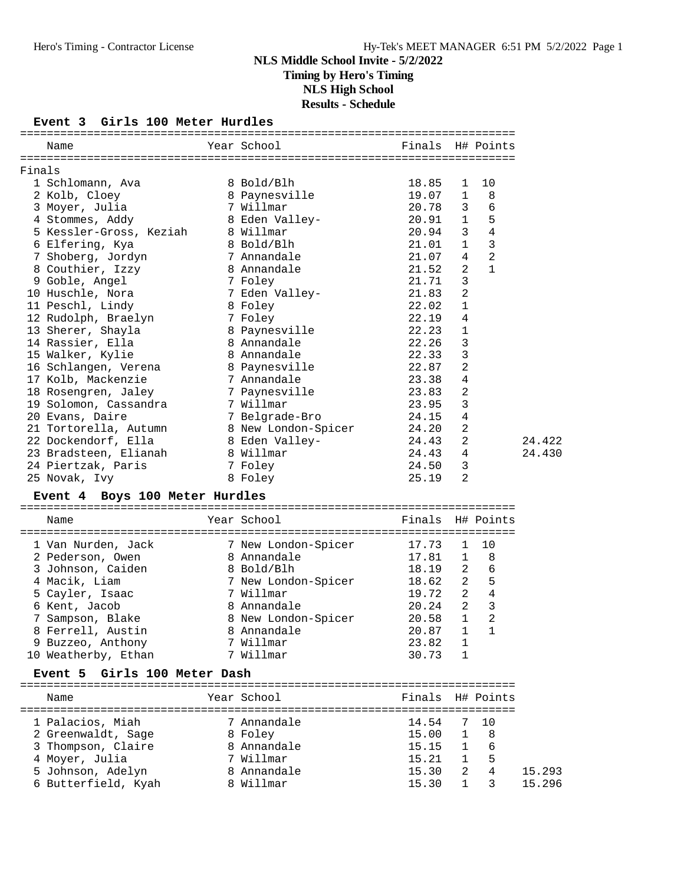# NLS Middle School Invite - 5/2/2022

**Timing by Hero's Timing**

**NLS High School**

**Results - Schedule**

## Event 3 Girls 100 Meter Hurdles

Finals

| Place | Name | Year | School | Finals | H# | Points | |
|---|---|---|---|---|---|---|---|
| 1 | Schlomann, Ava | 8 | Bold/Blh | 18.85 | 1 | 10 | |
| 2 | Kolb, Cloey | 8 | Paynesville | 19.07 | 1 | 8 | |
| 3 | Moyer, Julia | 7 | Willmar | 20.78 | 3 | 6 | |
| 4 | Stommes, Addy | 8 | Eden Valley- | 20.91 | 1 | 5 | |
| 5 | Kessler-Gross, Keziah | 8 | Willmar | 20.94 | 3 | 4 | |
| 6 | Elfering, Kya | 8 | Bold/Blh | 21.01 | 1 | 3 | |
| 7 | Shoberg, Jordyn | 7 | Annandale | 21.07 | 4 | 2 | |
| 8 | Couthier, Izzy | 8 | Annandale | 21.52 | 2 | 1 | |
| 9 | Goble, Angel | 7 | Foley | 21.71 | 3 | | |
| 10 | Huschle, Nora | 7 | Eden Valley- | 21.83 | 2 | | |
| 11 | Peschl, Lindy | 8 | Foley | 22.02 | 1 | | |
| 12 | Rudolph, Braelyn | 7 | Foley | 22.19 | 4 | | |
| 13 | Sherer, Shayla | 8 | Paynesville | 22.23 | 1 | | |
| 14 | Rassier, Ella | 8 | Annandale | 22.26 | 3 | | |
| 15 | Walker, Kylie | 8 | Annandale | 22.33 | 3 | | |
| 16 | Schlangen, Verena | 8 | Paynesville | 22.87 | 2 | | |
| 17 | Kolb, Mackenzie | 7 | Annandale | 23.38 | 4 | | |
| 18 | Rosengren, Jaley | 7 | Paynesville | 23.83 | 2 | | |
| 19 | Solomon, Cassandra | 7 | Willmar | 23.95 | 3 | | |
| 20 | Evans, Daire | 7 | Belgrade-Bro | 24.15 | 4 | | |
| 21 | Tortorella, Autumn | 8 | New London-Spicer | 24.20 | 2 | | |
| 22 | Dockendorf, Ella | 8 | Eden Valley- | 24.43 | 2 | | 24.422 |
| 23 | Bradsteen, Elianah | 8 | Willmar | 24.43 | 4 | | 24.430 |
| 24 | Piertzak, Paris | 7 | Foley | 24.50 | 3 | | |
| 25 | Novak, Ivy | 8 | Foley | 25.19 | 2 | | |

## Event 4 Boys 100 Meter Hurdles

| Place | Name | Year | School | Finals | H# | Points |
|---|---|---|---|---|---|---|
| 1 | Van Nurden, Jack | 7 | New London-Spicer | 17.73 | 1 | 10 |
| 2 | Pederson, Owen | 8 | Annandale | 17.81 | 1 | 8 |
| 3 | Johnson, Caiden | 8 | Bold/Blh | 18.19 | 2 | 6 |
| 4 | Macik, Liam | 7 | New London-Spicer | 18.62 | 2 | 5 |
| 5 | Cayler, Isaac | 7 | Willmar | 19.72 | 2 | 4 |
| 6 | Kent, Jacob | 8 | Annandale | 20.24 | 2 | 3 |
| 7 | Sampson, Blake | 8 | New London-Spicer | 20.58 | 1 | 2 |
| 8 | Ferrell, Austin | 8 | Annandale | 20.87 | 1 | 1 |
| 9 | Buzzeo, Anthony | 7 | Willmar | 23.82 | 1 | |
| 10 | Weatherby, Ethan | 7 | Willmar | 30.73 | 1 | |

## Event 5 Girls 100 Meter Dash

| Place | Name | Year | School | Finals | H# | Points | |
|---|---|---|---|---|---|---|---|
| 1 | Palacios, Miah | 7 | Annandale | 14.54 | 7 | 10 | |
| 2 | Greenwaldt, Sage | 8 | Foley | 15.00 | 1 | 8 | |
| 3 | Thompson, Claire | 8 | Annandale | 15.15 | 1 | 6 | |
| 4 | Moyer, Julia | 7 | Willmar | 15.21 | 1 | 5 | |
| 5 | Johnson, Adelyn | 8 | Annandale | 15.30 | 2 | 4 | 15.293 |
| 6 | Butterfield, Kyah | 8 | Willmar | 15.30 | 1 | 3 | 15.296 |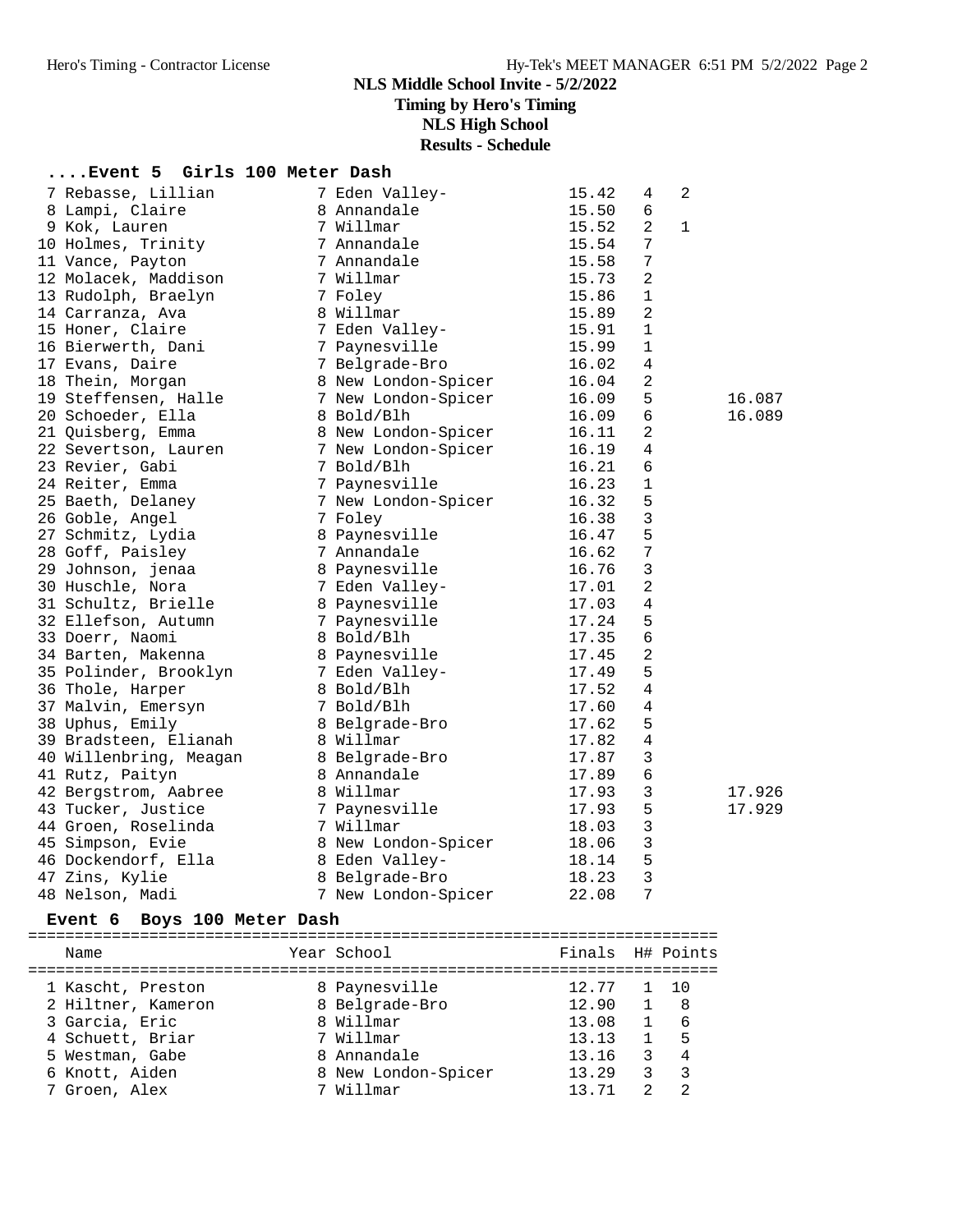# NLS Middle School Invite - 5/2/2022

**Timing by Hero's Timing**

**NLS High School**

**Results - Schedule**

### ....Event 5 Girls 100 Meter Dash

| Place | Name | Year | School | Finals | H# | Points | |
|---|---|---|---|---|---|---|---|
| 7 | Rebasse, Lillian | 7 | Eden Valley- | 15.42 | 4 | 2 | |
| 8 | Lampi, Claire | 8 | Annandale | 15.50 | 6 | | |
| 9 | Kok, Lauren | 7 | Willmar | 15.52 | 2 | 1 | |
| 10 | Holmes, Trinity | 7 | Annandale | 15.54 | 7 | | |
| 11 | Vance, Payton | 7 | Annandale | 15.58 | 7 | | |
| 12 | Molacek, Maddison | 7 | Willmar | 15.73 | 2 | | |
| 13 | Rudolph, Braelyn | 7 | Foley | 15.86 | 1 | | |
| 14 | Carranza, Ava | 8 | Willmar | 15.89 | 2 | | |
| 15 | Honer, Claire | 7 | Eden Valley- | 15.91 | 1 | | |
| 16 | Bierwerth, Dani | 7 | Paynesville | 15.99 | 1 | | |
| 17 | Evans, Daire | 7 | Belgrade-Bro | 16.02 | 4 | | |
| 18 | Thein, Morgan | 8 | New London-Spicer | 16.04 | 2 | | |
| 19 | Steffensen, Halle | 7 | New London-Spicer | 16.09 | 5 | | 16.087 |
| 20 | Schoeder, Ella | 8 | Bold/Blh | 16.09 | 6 | | 16.089 |
| 21 | Quisberg, Emma | 8 | New London-Spicer | 16.11 | 2 | | |
| 22 | Severtson, Lauren | 7 | New London-Spicer | 16.19 | 4 | | |
| 23 | Revier, Gabi | 7 | Bold/Blh | 16.21 | 6 | | |
| 24 | Reiter, Emma | 7 | Paynesville | 16.23 | 1 | | |
| 25 | Baeth, Delaney | 7 | New London-Spicer | 16.32 | 5 | | |
| 26 | Goble, Angel | 7 | Foley | 16.38 | 3 | | |
| 27 | Schmitz, Lydia | 8 | Paynesville | 16.47 | 5 | | |
| 28 | Goff, Paisley | 7 | Annandale | 16.62 | 7 | | |
| 29 | Johnson, jenaa | 8 | Paynesville | 16.76 | 3 | | |
| 30 | Huschle, Nora | 7 | Eden Valley- | 17.01 | 2 | | |
| 31 | Schultz, Brielle | 8 | Paynesville | 17.03 | 4 | | |
| 32 | Ellefson, Autumn | 7 | Paynesville | 17.24 | 5 | | |
| 33 | Doerr, Naomi | 8 | Bold/Blh | 17.35 | 6 | | |
| 34 | Barten, Makenna | 8 | Paynesville | 17.45 | 2 | | |
| 35 | Polinder, Brooklyn | 7 | Eden Valley- | 17.49 | 5 | | |
| 36 | Thole, Harper | 8 | Bold/Blh | 17.52 | 4 | | |
| 37 | Malvin, Emersyn | 7 | Bold/Blh | 17.60 | 4 | | |
| 38 | Uphus, Emily | 8 | Belgrade-Bro | 17.62 | 5 | | |
| 39 | Bradsteen, Elianah | 8 | Willmar | 17.82 | 4 | | |
| 40 | Willenbring, Meagan | 8 | Belgrade-Bro | 17.87 | 3 | | |
| 41 | Rutz, Paityn | 8 | Annandale | 17.89 | 6 | | |
| 42 | Bergstrom, Aabree | 8 | Willmar | 17.93 | 3 | | 17.926 |
| 43 | Tucker, Justice | 7 | Paynesville | 17.93 | 5 | | 17.929 |
| 44 | Groen, Roselinda | 7 | Willmar | 18.03 | 3 | | |
| 45 | Simpson, Evie | 8 | New London-Spicer | 18.06 | 3 | | |
| 46 | Dockendorf, Ella | 8 | Eden Valley- | 18.14 | 5 | | |
| 47 | Zins, Kylie | 8 | Belgrade-Bro | 18.23 | 3 | | |
| 48 | Nelson, Madi | 7 | New London-Spicer | 22.08 | 7 | | |

### Event 6 Boys 100 Meter Dash

| Place | Name | Year | School | Finals | H# | Points |
|---|---|---|---|---|---|---|
| 1 | Kascht, Preston | 8 | Paynesville | 12.77 | 1 | 10 |
| 2 | Hiltner, Kameron | 8 | Belgrade-Bro | 12.90 | 1 | 8 |
| 3 | Garcia, Eric | 8 | Willmar | 13.08 | 1 | 6 |
| 4 | Schuett, Briar | 7 | Willmar | 13.13 | 1 | 5 |
| 5 | Westman, Gabe | 8 | Annandale | 13.16 | 3 | 4 |
| 6 | Knott, Aiden | 8 | New London-Spicer | 13.29 | 3 | 3 |
| 7 | Groen, Alex | 7 | Willmar | 13.71 | 2 | 2 |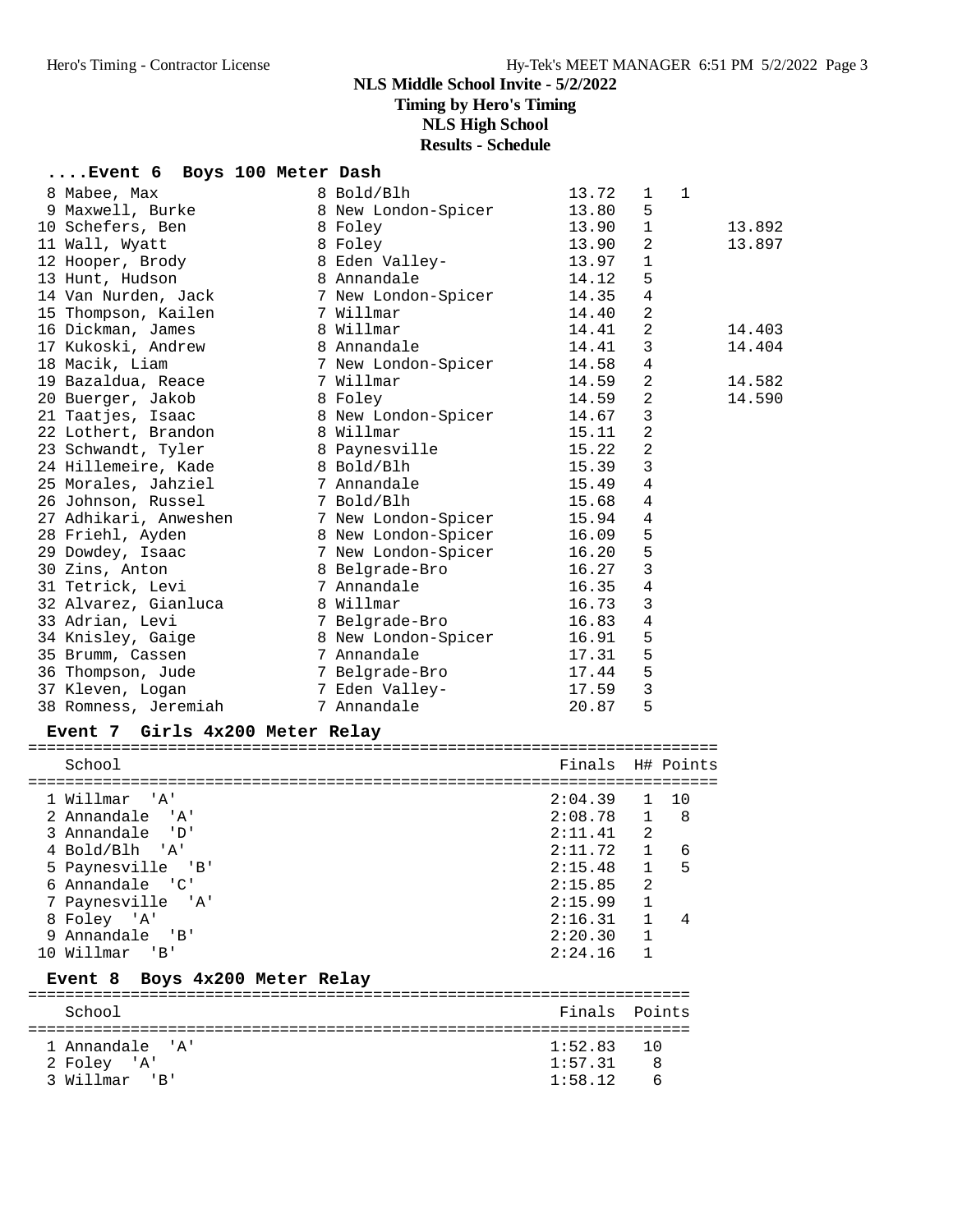# NLS Middle School Invite - 5/2/2022

**Timing by Hero's Timing**
**NLS High School**
**Results - Schedule**

## ....Event 6 Boys 100 Meter Dash

| Place | Name | Yr | School | Finals | H# | Points | Tiebreak |
|---|---|---|---|---|---|---|---|
| 8 | Mabee, Max | 8 | Bold/Blh | 13.72 | 1 | 1 | |
| 9 | Maxwell, Burke | 8 | New London-Spicer | 13.80 | 5 | | |
| 10 | Schefers, Ben | 8 | Foley | 13.90 | 1 | | 13.892 |
| 11 | Wall, Wyatt | 8 | Foley | 13.90 | 2 | | 13.897 |
| 12 | Hooper, Brody | 8 | Eden Valley- | 13.97 | 1 | | |
| 13 | Hunt, Hudson | 8 | Annandale | 14.12 | 5 | | |
| 14 | Van Nurden, Jack | 7 | New London-Spicer | 14.35 | 4 | | |
| 15 | Thompson, Kailen | 7 | Willmar | 14.40 | 2 | | |
| 16 | Dickman, James | 8 | Willmar | 14.41 | 2 | | 14.403 |
| 17 | Kukoski, Andrew | 8 | Annandale | 14.41 | 3 | | 14.404 |
| 18 | Macik, Liam | 7 | New London-Spicer | 14.58 | 4 | | |
| 19 | Bazaldua, Reace | 7 | Willmar | 14.59 | 2 | | 14.582 |
| 20 | Buerger, Jakob | 8 | Foley | 14.59 | 2 | | 14.590 |
| 21 | Taatjes, Isaac | 8 | New London-Spicer | 14.67 | 3 | | |
| 22 | Lothert, Brandon | 8 | Willmar | 15.11 | 2 | | |
| 23 | Schwandt, Tyler | 8 | Paynesville | 15.22 | 2 | | |
| 24 | Hillemeire, Kade | 8 | Bold/Blh | 15.39 | 3 | | |
| 25 | Morales, Jahziel | 7 | Annandale | 15.49 | 4 | | |
| 26 | Johnson, Russel | 7 | Bold/Blh | 15.68 | 4 | | |
| 27 | Adhikari, Anweshen | 7 | New London-Spicer | 15.94 | 4 | | |
| 28 | Friehl, Ayden | 8 | New London-Spicer | 16.09 | 5 | | |
| 29 | Dowdey, Isaac | 7 | New London-Spicer | 16.20 | 5 | | |
| 30 | Zins, Anton | 8 | Belgrade-Bro | 16.27 | 3 | | |
| 31 | Tetrick, Levi | 7 | Annandale | 16.35 | 4 | | |
| 32 | Alvarez, Gianluca | 8 | Willmar | 16.73 | 3 | | |
| 33 | Adrian, Levi | 7 | Belgrade-Bro | 16.83 | 4 | | |
| 34 | Knisley, Gaige | 8 | New London-Spicer | 16.91 | 5 | | |
| 35 | Brumm, Cassen | 7 | Annandale | 17.31 | 5 | | |
| 36 | Thompson, Jude | 7 | Belgrade-Bro | 17.44 | 5 | | |
| 37 | Kleven, Logan | 7 | Eden Valley- | 17.59 | 3 | | |
| 38 | Romness, Jeremiah | 7 | Annandale | 20.87 | 5 | | |

## Event 7 Girls 4x200 Meter Relay

| Place | School | Finals | H# | Points |
|---|---|---|---|---|
| 1 | Willmar 'A' | 2:04.39 | 1 | 10 |
| 2 | Annandale 'A' | 2:08.78 | 1 | 8 |
| 3 | Annandale 'D' | 2:11.41 | 2 | |
| 4 | Bold/Blh 'A' | 2:11.72 | 1 | 6 |
| 5 | Paynesville 'B' | 2:15.48 | 1 | 5 |
| 6 | Annandale 'C' | 2:15.85 | 2 | |
| 7 | Paynesville 'A' | 2:15.99 | 1 | |
| 8 | Foley 'A' | 2:16.31 | 1 | 4 |
| 9 | Annandale 'B' | 2:20.30 | 1 | |
| 10 | Willmar 'B' | 2:24.16 | 1 | |

## Event 8 Boys 4x200 Meter Relay

| Place | School | Finals | Points |
|---|---|---|---|
| 1 | Annandale 'A' | 1:52.83 | 10 |
| 2 | Foley 'A' | 1:57.31 | 8 |
| 3 | Willmar 'B' | 1:58.12 | 6 |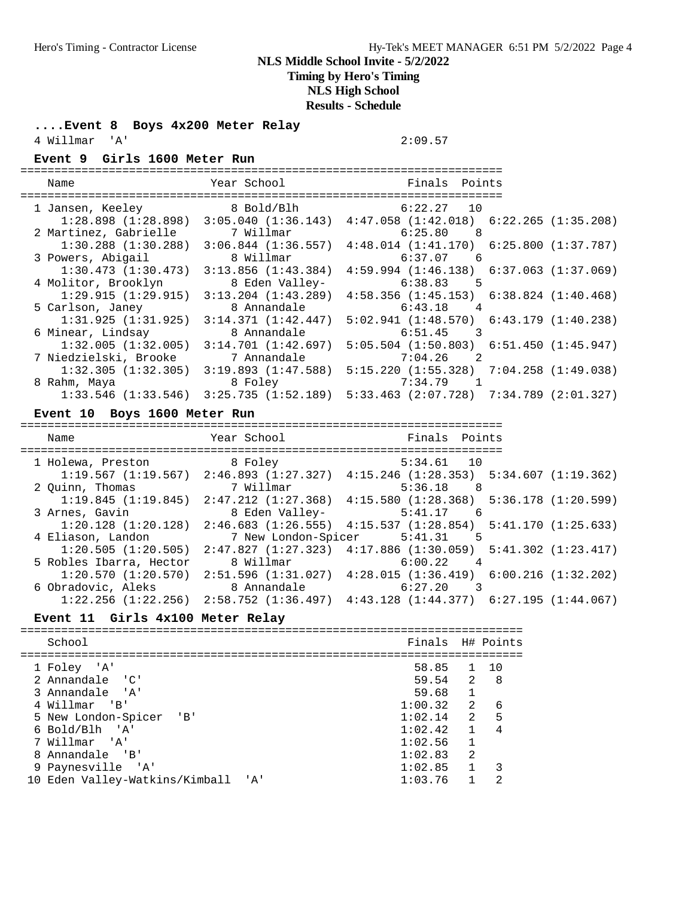## NLS Middle School Invite - 5/2/2022

**Timing by Hero's Timing**
**NLS High School**
**Results - Schedule**

### ....Event 8 Boys 4x200 Meter Relay

| | School | Finals |
|---|---|---|
| 4 | Willmar 'A' | 2:09.57 |

### Event 9 Girls 1600 Meter Run

| | Name | Year | School | Finals | Points |
|---|---|---|---|---|---|
| 1 | Jansen, Keeley | 8 | Bold/Blh | 6:22.27 | 10 |
| | 1:28.898 (1:28.898) 3:05.040 (1:36.143) 4:47.058 (1:42.018) 6:22.265 (1:35.208) | | | | |
| 2 | Martinez, Gabrielle | 7 | Willmar | 6:25.80 | 8 |
| | 1:30.288 (1:30.288) 3:06.844 (1:36.557) 4:48.014 (1:41.170) 6:25.800 (1:37.787) | | | | |
| 3 | Powers, Abigail | 8 | Willmar | 6:37.07 | 6 |
| | 1:30.473 (1:30.473) 3:13.856 (1:43.384) 4:59.994 (1:46.138) 6:37.063 (1:37.069) | | | | |
| 4 | Molitor, Brooklyn | 8 | Eden Valley- | 6:38.83 | 5 |
| | 1:29.915 (1:29.915) 3:13.204 (1:43.289) 4:58.356 (1:45.153) 6:38.824 (1:40.468) | | | | |
| 5 | Carlson, Janey | 8 | Annandale | 6:43.18 | 4 |
| | 1:31.925 (1:31.925) 3:14.371 (1:42.447) 5:02.941 (1:48.570) 6:43.179 (1:40.238) | | | | |
| 6 | Minear, Lindsay | 8 | Annandale | 6:51.45 | 3 |
| | 1:32.005 (1:32.005) 3:14.701 (1:42.697) 5:05.504 (1:50.803) 6:51.450 (1:45.947) | | | | |
| 7 | Niedzielski, Brooke | 7 | Annandale | 7:04.26 | 2 |
| | 1:32.305 (1:32.305) 3:19.893 (1:47.588) 5:15.220 (1:55.328) 7:04.258 (1:49.038) | | | | |
| 8 | Rahm, Maya | 8 | Foley | 7:34.79 | 1 |
| | 1:33.546 (1:33.546) 3:25.735 (1:52.189) 5:33.463 (2:07.728) 7:34.789 (2:01.327) | | | | |

### Event 10 Boys 1600 Meter Run

| | Name | Year | School | Finals | Points |
|---|---|---|---|---|---|
| 1 | Holewa, Preston | 8 | Foley | 5:34.61 | 10 |
| | 1:19.567 (1:19.567) 2:46.893 (1:27.327) 4:15.246 (1:28.353) 5:34.607 (1:19.362) | | | | |
| 2 | Quinn, Thomas | 7 | Willmar | 5:36.18 | 8 |
| | 1:19.845 (1:19.845) 2:47.212 (1:27.368) 4:15.580 (1:28.368) 5:36.178 (1:20.599) | | | | |
| 3 | Arnes, Gavin | 8 | Eden Valley- | 5:41.17 | 6 |
| | 1:20.128 (1:20.128) 2:46.683 (1:26.555) 4:15.537 (1:28.854) 5:41.170 (1:25.633) | | | | |
| 4 | Eliason, Landon | 7 | New London-Spicer | 5:41.31 | 5 |
| | 1:20.505 (1:20.505) 2:47.827 (1:27.323) 4:17.886 (1:30.059) 5:41.302 (1:23.417) | | | | |
| 5 | Robles Ibarra, Hector | 8 | Willmar | 6:00.22 | 4 |
| | 1:20.570 (1:20.570) 2:51.596 (1:31.027) 4:28.015 (1:36.419) 6:00.216 (1:32.202) | | | | |
| 6 | Obradovic, Aleks | 8 | Annandale | 6:27.20 | 3 |
| | 1:22.256 (1:22.256) 2:58.752 (1:36.497) 4:43.128 (1:44.377) 6:27.195 (1:44.067) | | | | |

### Event 11 Girls 4x100 Meter Relay

| | School | Finals | H# | Points |
|---|---|---|---|---|
| 1 | Foley 'A' | 58.85 | 1 | 10 |
| 2 | Annandale 'C' | 59.54 | 2 | 8 |
| 3 | Annandale 'A' | 59.68 | 1 | |
| 4 | Willmar 'B' | 1:00.32 | 2 | 6 |
| 5 | New London-Spicer 'B' | 1:02.14 | 2 | 5 |
| 6 | Bold/Blh 'A' | 1:02.42 | 1 | 4 |
| 7 | Willmar 'A' | 1:02.56 | 1 | |
| 8 | Annandale 'B' | 1:02.83 | 2 | |
| 9 | Paynesville 'A' | 1:02.85 | 1 | 3 |
| 10 | Eden Valley-Watkins/Kimball 'A' | 1:03.76 | 1 | 2 |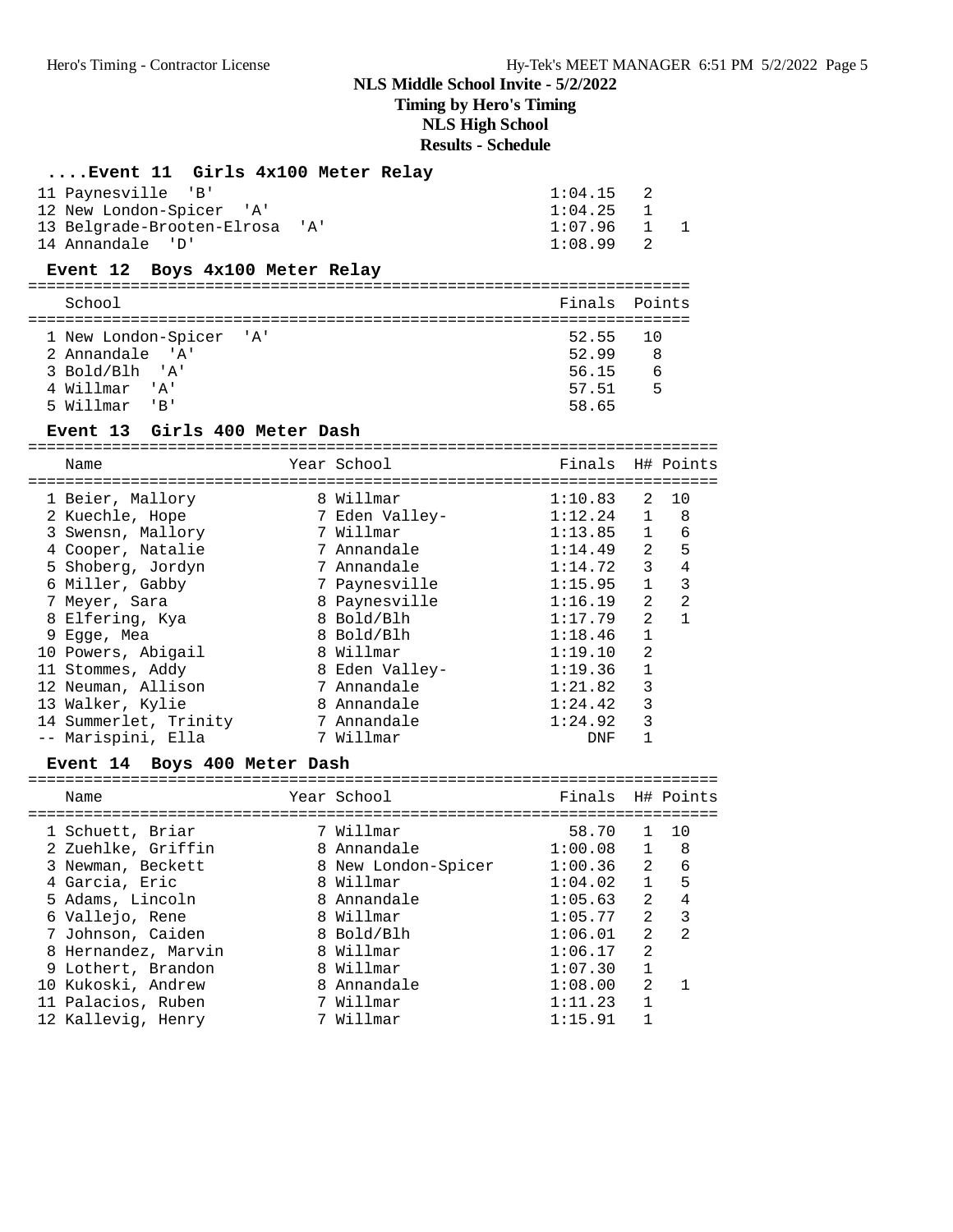# NLS Middle School Invite - 5/2/2022

**Timing by Hero's Timing**

**NLS High School**

**Results - Schedule**

### ....Event 11 Girls 4x100 Meter Relay

| Place | School | Finals | H# | Points |
|---|---|---|---|---|
| 11 | Paynesville 'B' | 1:04.15 | 2 | |
| 12 | New London-Spicer 'A' | 1:04.25 | 1 | |
| 13 | Belgrade-Brooten-Elrosa 'A' | 1:07.96 | 1 | 1 |
| 14 | Annandale 'D' | 1:08.99 | 2 | |

### Event 12 Boys 4x100 Meter Relay

| Place | School | Finals | Points |
|---|---|---|---|
| 1 | New London-Spicer 'A' | 52.55 | 10 |
| 2 | Annandale 'A' | 52.99 | 8 |
| 3 | Bold/Blh 'A' | 56.15 | 6 |
| 4 | Willmar 'A' | 57.51 | 5 |
| 5 | Willmar 'B' | 58.65 | |

### Event 13 Girls 400 Meter Dash

| Place | Name | Year | School | Finals | H# | Points |
|---|---|---|---|---|---|---|
| 1 | Beier, Mallory | 8 | Willmar | 1:10.83 | 2 | 10 |
| 2 | Kuechle, Hope | 7 | Eden Valley- | 1:12.24 | 1 | 8 |
| 3 | Swensn, Mallory | 7 | Willmar | 1:13.85 | 1 | 6 |
| 4 | Cooper, Natalie | 7 | Annandale | 1:14.49 | 2 | 5 |
| 5 | Shoberg, Jordyn | 7 | Annandale | 1:14.72 | 3 | 4 |
| 6 | Miller, Gabby | 7 | Paynesville | 1:15.95 | 1 | 3 |
| 7 | Meyer, Sara | 8 | Paynesville | 1:16.19 | 2 | 2 |
| 8 | Elfering, Kya | 8 | Bold/Blh | 1:17.79 | 2 | 1 |
| 9 | Egge, Mea | 8 | Bold/Blh | 1:18.46 | 1 | |
| 10 | Powers, Abigail | 8 | Willmar | 1:19.10 | 2 | |
| 11 | Stommes, Addy | 8 | Eden Valley- | 1:19.36 | 1 | |
| 12 | Neuman, Allison | 7 | Annandale | 1:21.82 | 3 | |
| 13 | Walker, Kylie | 8 | Annandale | 1:24.42 | 3 | |
| 14 | Summerlet, Trinity | 7 | Annandale | 1:24.92 | 3 | |
| -- | Marispini, Ella | 7 | Willmar | DNF | 1 | |

### Event 14 Boys 400 Meter Dash

| Place | Name | Year | School | Finals | H# | Points |
|---|---|---|---|---|---|---|
| 1 | Schuett, Briar | 7 | Willmar | 58.70 | 1 | 10 |
| 2 | Zuehlke, Griffin | 8 | Annandale | 1:00.08 | 1 | 8 |
| 3 | Newman, Beckett | 8 | New London-Spicer | 1:00.36 | 2 | 6 |
| 4 | Garcia, Eric | 8 | Willmar | 1:04.02 | 1 | 5 |
| 5 | Adams, Lincoln | 8 | Annandale | 1:05.63 | 2 | 4 |
| 6 | Vallejo, Rene | 8 | Willmar | 1:05.77 | 2 | 3 |
| 7 | Johnson, Caiden | 8 | Bold/Blh | 1:06.01 | 2 | 2 |
| 8 | Hernandez, Marvin | 8 | Willmar | 1:06.17 | 2 | |
| 9 | Lothert, Brandon | 8 | Willmar | 1:07.30 | 1 | |
| 10 | Kukoski, Andrew | 8 | Annandale | 1:08.00 | 2 | 1 |
| 11 | Palacios, Ruben | 7 | Willmar | 1:11.23 | 1 | |
| 12 | Kallevig, Henry | 7 | Willmar | 1:15.91 | 1 | |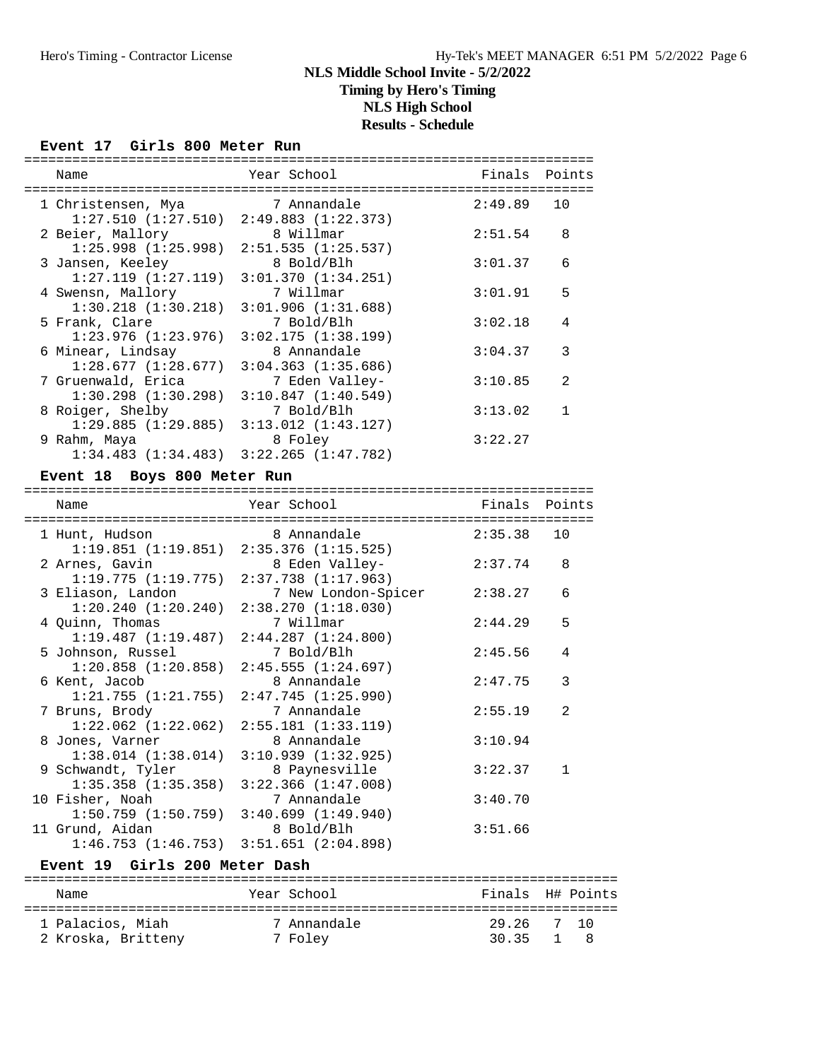# NLS Middle School Invite - 5/2/2022

**Timing by Hero's Timing**

**NLS High School**

**Results - Schedule**

### Event 17 Girls 800 Meter Run

| Place | Name | Year | School | Finals | Points |
|---|---|---|---|---|---|
| 1 | Christensen, Mya | 7 | Annandale | 2:49.89 | 10 |
| | 1:27.510 (1:27.510) | | 2:49.883 (1:22.373) | | |
| 2 | Beier, Mallory | 8 | Willmar | 2:51.54 | 8 |
| | 1:25.998 (1:25.998) | | 2:51.535 (1:25.537) | | |
| 3 | Jansen, Keeley | 8 | Bold/Blh | 3:01.37 | 6 |
| | 1:27.119 (1:27.119) | | 3:01.370 (1:34.251) | | |
| 4 | Swensn, Mallory | 7 | Willmar | 3:01.91 | 5 |
| | 1:30.218 (1:30.218) | | 3:01.906 (1:31.688) | | |
| 5 | Frank, Clare | 7 | Bold/Blh | 3:02.18 | 4 |
| | 1:23.976 (1:23.976) | | 3:02.175 (1:38.199) | | |
| 6 | Minear, Lindsay | 8 | Annandale | 3:04.37 | 3 |
| | 1:28.677 (1:28.677) | | 3:04.363 (1:35.686) | | |
| 7 | Gruenwald, Erica | 7 | Eden Valley- | 3:10.85 | 2 |
| | 1:30.298 (1:30.298) | | 3:10.847 (1:40.549) | | |
| 8 | Roiger, Shelby | 7 | Bold/Blh | 3:13.02 | 1 |
| | 1:29.885 (1:29.885) | | 3:13.012 (1:43.127) | | |
| 9 | Rahm, Maya | 8 | Foley | 3:22.27 | |
| | 1:34.483 (1:34.483) | | 3:22.265 (1:47.782) | | |

### Event 18 Boys 800 Meter Run

| Place | Name | Year | School | Finals | Points |
|---|---|---|---|---|---|
| 1 | Hunt, Hudson | 8 | Annandale | 2:35.38 | 10 |
| | 1:19.851 (1:19.851) | | 2:35.376 (1:15.525) | | |
| 2 | Arnes, Gavin | 8 | Eden Valley- | 2:37.74 | 8 |
| | 1:19.775 (1:19.775) | | 2:37.738 (1:17.963) | | |
| 3 | Eliason, Landon | 7 | New London-Spicer | 2:38.27 | 6 |
| | 1:20.240 (1:20.240) | | 2:38.270 (1:18.030) | | |
| 4 | Quinn, Thomas | 7 | Willmar | 2:44.29 | 5 |
| | 1:19.487 (1:19.487) | | 2:44.287 (1:24.800) | | |
| 5 | Johnson, Russel | 7 | Bold/Blh | 2:45.56 | 4 |
| | 1:20.858 (1:20.858) | | 2:45.555 (1:24.697) | | |
| 6 | Kent, Jacob | 8 | Annandale | 2:47.75 | 3 |
| | 1:21.755 (1:21.755) | | 2:47.745 (1:25.990) | | |
| 7 | Bruns, Brody | 7 | Annandale | 2:55.19 | 2 |
| | 1:22.062 (1:22.062) | | 2:55.181 (1:33.119) | | |
| 8 | Jones, Varner | 8 | Annandale | 3:10.94 | |
| | 1:38.014 (1:38.014) | | 3:10.939 (1:32.925) | | |
| 9 | Schwandt, Tyler | 8 | Paynesville | 3:22.37 | 1 |
| | 1:35.358 (1:35.358) | | 3:22.366 (1:47.008) | | |
| 10 | Fisher, Noah | 7 | Annandale | 3:40.70 | |
| | 1:50.759 (1:50.759) | | 3:40.699 (1:49.940) | | |
| 11 | Grund, Aidan | 8 | Bold/Blh | 3:51.66 | |
| | 1:46.753 (1:46.753) | | 3:51.651 (2:04.898) | | |

### Event 19 Girls 200 Meter Dash

| Place | Name | Year | School | Finals | H# | Points |
|---|---|---|---|---|---|---|
| 1 | Palacios, Miah | 7 | Annandale | 29.26 | 7 | 10 |
| 2 | Kroska, Britteny | 7 | Foley | 30.35 | 1 | 8 |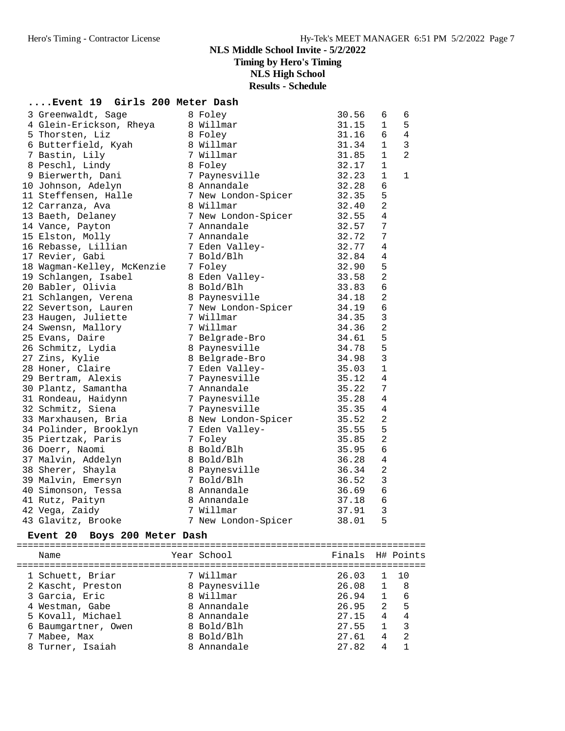# NLS Middle School Invite - 5/2/2022

**Timing by Hero's Timing**

**NLS High School**

**Results - Schedule**

## ....Event 19 Girls 200 Meter Dash

| Name | Year | School | Finals | H# | Points |
|---|---|---|---|---|---|
| 3 Greenwaldt, Sage | 8 | Foley | 30.56 | 6 | 6 |
| 4 Glein-Erickson, Rheya | 8 | Willmar | 31.15 | 1 | 5 |
| 5 Thorsten, Liz | 8 | Foley | 31.16 | 6 | 4 |
| 6 Butterfield, Kyah | 8 | Willmar | 31.34 | 1 | 3 |
| 7 Bastin, Lily | 7 | Willmar | 31.85 | 1 | 2 |
| 8 Peschl, Lindy | 8 | Foley | 32.17 | 1 | |
| 9 Bierwerth, Dani | 7 | Paynesville | 32.23 | 1 | 1 |
| 10 Johnson, Adelyn | 8 | Annandale | 32.28 | 6 | |
| 11 Steffensen, Halle | 7 | New London-Spicer | 32.35 | 5 | |
| 12 Carranza, Ava | 8 | Willmar | 32.40 | 2 | |
| 13 Baeth, Delaney | 7 | New London-Spicer | 32.55 | 4 | |
| 14 Vance, Payton | 7 | Annandale | 32.57 | 7 | |
| 15 Elston, Molly | 7 | Annandale | 32.72 | 7 | |
| 16 Rebasse, Lillian | 7 | Eden Valley- | 32.77 | 4 | |
| 17 Revier, Gabi | 7 | Bold/Blh | 32.84 | 4 | |
| 18 Wagman-Kelley, McKenzie | 7 | Foley | 32.90 | 5 | |
| 19 Schlangen, Isabel | 8 | Eden Valley- | 33.58 | 2 | |
| 20 Babler, Olivia | 8 | Bold/Blh | 33.83 | 6 | |
| 21 Schlangen, Verena | 8 | Paynesville | 34.18 | 2 | |
| 22 Severtson, Lauren | 7 | New London-Spicer | 34.19 | 6 | |
| 23 Haugen, Juliette | 7 | Willmar | 34.35 | 3 | |
| 24 Swensn, Mallory | 7 | Willmar | 34.36 | 2 | |
| 25 Evans, Daire | 7 | Belgrade-Bro | 34.61 | 5 | |
| 26 Schmitz, Lydia | 8 | Paynesville | 34.78 | 5 | |
| 27 Zins, Kylie | 8 | Belgrade-Bro | 34.98 | 3 | |
| 28 Honer, Claire | 7 | Eden Valley- | 35.03 | 1 | |
| 29 Bertram, Alexis | 7 | Paynesville | 35.12 | 4 | |
| 30 Plantz, Samantha | 7 | Annandale | 35.22 | 7 | |
| 31 Rondeau, Haidynn | 7 | Paynesville | 35.28 | 4 | |
| 32 Schmitz, Siena | 7 | Paynesville | 35.35 | 4 | |
| 33 Marxhausen, Bria | 8 | New London-Spicer | 35.52 | 2 | |
| 34 Polinder, Brooklyn | 7 | Eden Valley- | 35.55 | 5 | |
| 35 Piertzak, Paris | 7 | Foley | 35.85 | 2 | |
| 36 Doerr, Naomi | 8 | Bold/Blh | 35.95 | 6 | |
| 37 Malvin, Addelyn | 8 | Bold/Blh | 36.28 | 4 | |
| 38 Sherer, Shayla | 8 | Paynesville | 36.34 | 2 | |
| 39 Malvin, Emersyn | 7 | Bold/Blh | 36.52 | 3 | |
| 40 Simonson, Tessa | 8 | Annandale | 36.69 | 6 | |
| 41 Rutz, Paityn | 8 | Annandale | 37.18 | 6 | |
| 42 Vega, Zaidy | 7 | Willmar | 37.91 | 3 | |
| 43 Glavitz, Brooke | 7 | New London-Spicer | 38.01 | 5 | |

## Event 20 Boys 200 Meter Dash

| Name | Year | School | Finals | H# | Points |
|---|---|---|---|---|---|
| 1 Schuett, Briar | 7 | Willmar | 26.03 | 1 | 10 |
| 2 Kascht, Preston | 8 | Paynesville | 26.08 | 1 | 8 |
| 3 Garcia, Eric | 8 | Willmar | 26.94 | 1 | 6 |
| 4 Westman, Gabe | 8 | Annandale | 26.95 | 2 | 5 |
| 5 Kovall, Michael | 8 | Annandale | 27.15 | 4 | 4 |
| 6 Baumgartner, Owen | 8 | Bold/Blh | 27.55 | 1 | 3 |
| 7 Mabee, Max | 8 | Bold/Blh | 27.61 | 4 | 2 |
| 8 Turner, Isaiah | 8 | Annandale | 27.82 | 4 | 1 |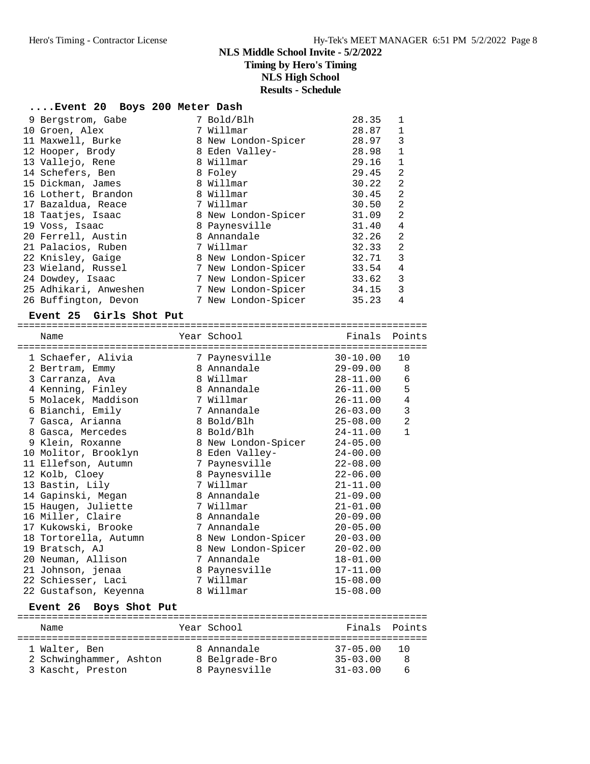# NLS Middle School Invite - 5/2/2022

**Timing by Hero's Timing**
**NLS High School**
**Results - Schedule**

### ....Event 20 Boys 200 Meter Dash

| Place | Name | Year | School | Finals | Heat |
|---|---|---|---|---|---|
| 9 | Bergstrom, Gabe | 7 | Bold/Blh | 28.35 | 1 |
| 10 | Groen, Alex | 7 | Willmar | 28.87 | 1 |
| 11 | Maxwell, Burke | 8 | New London-Spicer | 28.97 | 3 |
| 12 | Hooper, Brody | 8 | Eden Valley- | 28.98 | 1 |
| 13 | Vallejo, Rene | 8 | Willmar | 29.16 | 1 |
| 14 | Schefers, Ben | 8 | Foley | 29.45 | 2 |
| 15 | Dickman, James | 8 | Willmar | 30.22 | 2 |
| 16 | Lothert, Brandon | 8 | Willmar | 30.45 | 2 |
| 17 | Bazaldua, Reace | 7 | Willmar | 30.50 | 2 |
| 18 | Taatjes, Isaac | 8 | New London-Spicer | 31.09 | 2 |
| 19 | Voss, Isaac | 8 | Paynesville | 31.40 | 4 |
| 20 | Ferrell, Austin | 8 | Annandale | 32.26 | 2 |
| 21 | Palacios, Ruben | 7 | Willmar | 32.33 | 2 |
| 22 | Knisley, Gaige | 8 | New London-Spicer | 32.71 | 3 |
| 23 | Wieland, Russel | 7 | New London-Spicer | 33.54 | 4 |
| 24 | Dowdey, Isaac | 7 | New London-Spicer | 33.62 | 3 |
| 25 | Adhikari, Anweshen | 7 | New London-Spicer | 34.15 | 3 |
| 26 | Buffington, Devon | 7 | New London-Spicer | 35.23 | 4 |

### Event 25 Girls Shot Put

| Place | Name | Year | School | Finals | Points |
|---|---|---|---|---|---|
| 1 | Schaefer, Alivia | 7 | Paynesville | 30-10.00 | 10 |
| 2 | Bertram, Emmy | 8 | Annandale | 29-09.00 | 8 |
| 3 | Carranza, Ava | 8 | Willmar | 28-11.00 | 6 |
| 4 | Kenning, Finley | 8 | Annandale | 26-11.00 | 5 |
| 5 | Molacek, Maddison | 7 | Willmar | 26-11.00 | 4 |
| 6 | Bianchi, Emily | 7 | Annandale | 26-03.00 | 3 |
| 7 | Gasca, Arianna | 8 | Bold/Blh | 25-08.00 | 2 |
| 8 | Gasca, Mercedes | 8 | Bold/Blh | 24-11.00 | 1 |
| 9 | Klein, Roxanne | 8 | New London-Spicer | 24-05.00 | |
| 10 | Molitor, Brooklyn | 8 | Eden Valley- | 24-00.00 | |
| 11 | Ellefson, Autumn | 7 | Paynesville | 22-08.00 | |
| 12 | Kolb, Cloey | 8 | Paynesville | 22-06.00 | |
| 13 | Bastin, Lily | 7 | Willmar | 21-11.00 | |
| 14 | Gapinski, Megan | 8 | Annandale | 21-09.00 | |
| 15 | Haugen, Juliette | 7 | Willmar | 21-01.00 | |
| 16 | Miller, Claire | 8 | Annandale | 20-09.00 | |
| 17 | Kukowski, Brooke | 7 | Annandale | 20-05.00 | |
| 18 | Tortorella, Autumn | 8 | New London-Spicer | 20-03.00 | |
| 19 | Bratsch, AJ | 8 | New London-Spicer | 20-02.00 | |
| 20 | Neuman, Allison | 7 | Annandale | 18-01.00 | |
| 21 | Johnson, jenaa | 8 | Paynesville | 17-11.00 | |
| 22 | Schiesser, Laci | 7 | Willmar | 15-08.00 | |
| 22 | Gustafson, Keyenna | 8 | Willmar | 15-08.00 | |

### Event 26 Boys Shot Put

| Place | Name | Year | School | Finals | Points |
|---|---|---|---|---|---|
| 1 | Walter, Ben | 8 | Annandale | 37-05.00 | 10 |
| 2 | Schwinghammer, Ashton | 8 | Belgrade-Bro | 35-03.00 | 8 |
| 3 | Kascht, Preston | 8 | Paynesville | 31-03.00 | 6 |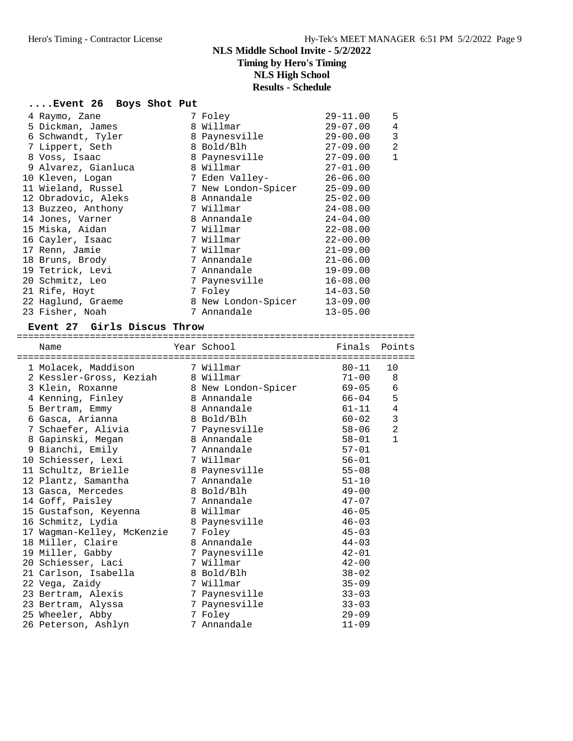# NLS Middle School Invite - 5/2/2022

**Timing by Hero's Timing**

**NLS High School**

**Results - Schedule**

### ....Event 26 Boys Shot Put

| Place | Name | Year | School | Finals | Points |
|---|---|---|---|---|---|
| 4 | Raymo, Zane | 7 | Foley | 29-11.00 | 5 |
| 5 | Dickman, James | 8 | Willmar | 29-07.00 | 4 |
| 6 | Schwandt, Tyler | 8 | Paynesville | 29-00.00 | 3 |
| 7 | Lippert, Seth | 8 | Bold/Blh | 27-09.00 | 2 |
| 8 | Voss, Isaac | 8 | Paynesville | 27-09.00 | 1 |
| 9 | Alvarez, Gianluca | 8 | Willmar | 27-01.00 | |
| 10 | Kleven, Logan | 7 | Eden Valley- | 26-06.00 | |
| 11 | Wieland, Russel | 7 | New London-Spicer | 25-09.00 | |
| 12 | Obradovic, Aleks | 8 | Annandale | 25-02.00 | |
| 13 | Buzzeo, Anthony | 7 | Willmar | 24-08.00 | |
| 14 | Jones, Varner | 8 | Annandale | 24-04.00 | |
| 15 | Miska, Aidan | 7 | Willmar | 22-08.00 | |
| 16 | Cayler, Isaac | 7 | Willmar | 22-00.00 | |
| 17 | Renn, Jamie | 7 | Willmar | 21-09.00 | |
| 18 | Bruns, Brody | 7 | Annandale | 21-06.00 | |
| 19 | Tetrick, Levi | 7 | Annandale | 19-09.00 | |
| 20 | Schmitz, Leo | 7 | Paynesville | 16-08.00 | |
| 21 | Rife, Hoyt | 7 | Foley | 14-03.50 | |
| 22 | Haglund, Graeme | 8 | New London-Spicer | 13-09.00 | |
| 23 | Fisher, Noah | 7 | Annandale | 13-05.00 | |

### Event 27 Girls Discus Throw

| Place | Name | Year | School | Finals | Points |
|---|---|---|---|---|---|
| 1 | Molacek, Maddison | 7 | Willmar | 80-11 | 10 |
| 2 | Kessler-Gross, Keziah | 8 | Willmar | 71-00 | 8 |
| 3 | Klein, Roxanne | 8 | New London-Spicer | 69-05 | 6 |
| 4 | Kenning, Finley | 8 | Annandale | 66-04 | 5 |
| 5 | Bertram, Emmy | 8 | Annandale | 61-11 | 4 |
| 6 | Gasca, Arianna | 8 | Bold/Blh | 60-02 | 3 |
| 7 | Schaefer, Alivia | 7 | Paynesville | 58-06 | 2 |
| 8 | Gapinski, Megan | 8 | Annandale | 58-01 | 1 |
| 9 | Bianchi, Emily | 7 | Annandale | 57-01 | |
| 10 | Schiesser, Lexi | 7 | Willmar | 56-01 | |
| 11 | Schultz, Brielle | 8 | Paynesville | 55-08 | |
| 12 | Plantz, Samantha | 7 | Annandale | 51-10 | |
| 13 | Gasca, Mercedes | 8 | Bold/Blh | 49-00 | |
| 14 | Goff, Paisley | 7 | Annandale | 47-07 | |
| 15 | Gustafson, Keyenna | 8 | Willmar | 46-05 | |
| 16 | Schmitz, Lydia | 8 | Paynesville | 46-03 | |
| 17 | Wagman-Kelley, McKenzie | 7 | Foley | 45-03 | |
| 18 | Miller, Claire | 8 | Annandale | 44-03 | |
| 19 | Miller, Gabby | 7 | Paynesville | 42-01 | |
| 20 | Schiesser, Laci | 7 | Willmar | 42-00 | |
| 21 | Carlson, Isabella | 8 | Bold/Blh | 38-02 | |
| 22 | Vega, Zaidy | 7 | Willmar | 35-09 | |
| 23 | Bertram, Alexis | 7 | Paynesville | 33-03 | |
| 23 | Bertram, Alyssa | 7 | Paynesville | 33-03 | |
| 25 | Wheeler, Abby | 7 | Foley | 29-09 | |
| 26 | Peterson, Ashlyn | 7 | Annandale | 11-09 | |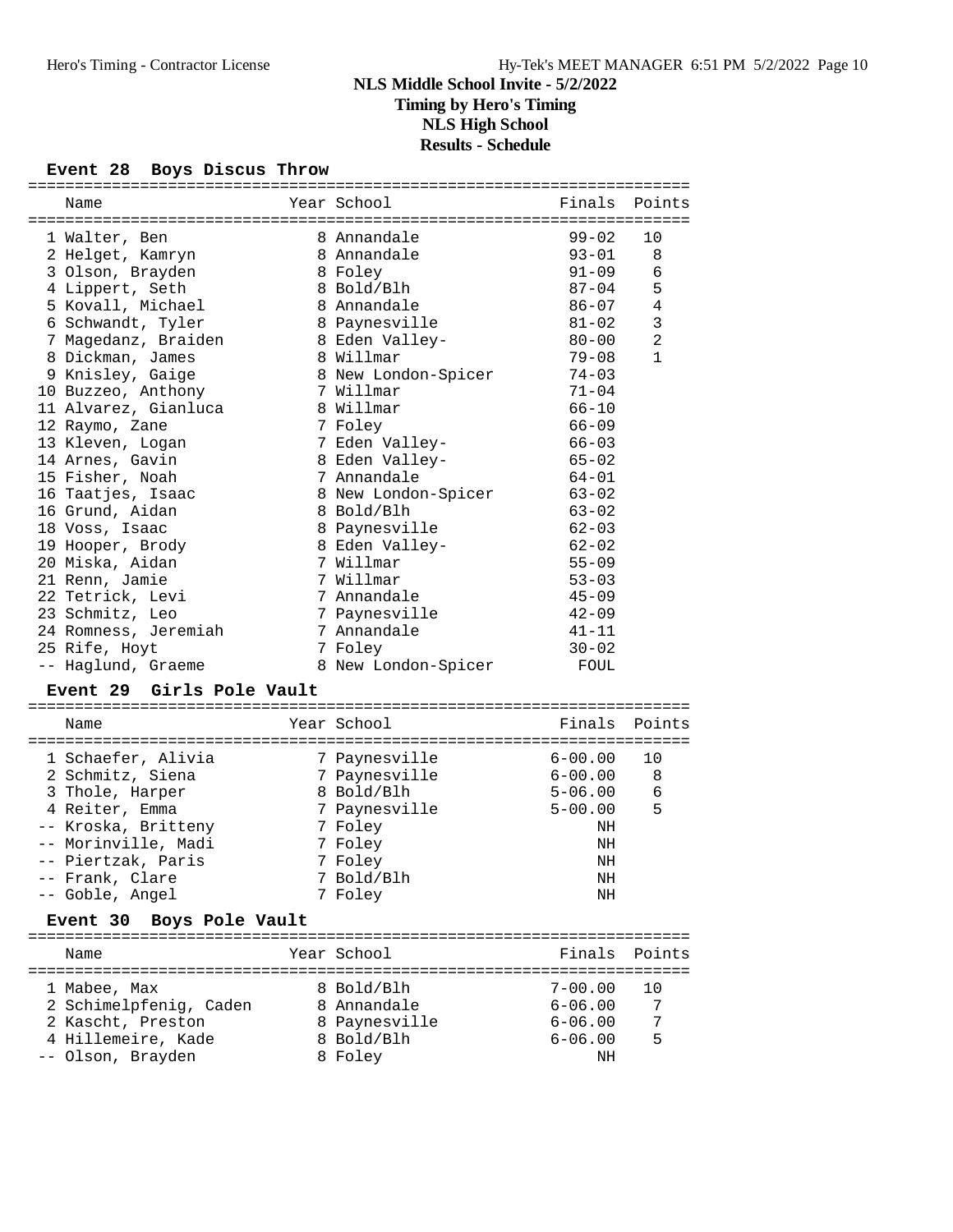# NLS Middle School Invite - 5/2/2022

**Timing by Hero's Timing**

**NLS High School**

**Results - Schedule**

### Event 28 Boys Discus Throw

| | Name | Year | School | Finals | Points |
|---|---|---|---|---|---|
| 1 | Walter, Ben | 8 | Annandale | 99-02 | 10 |
| 2 | Helget, Kamryn | 8 | Annandale | 93-01 | 8 |
| 3 | Olson, Brayden | 8 | Foley | 91-09 | 6 |
| 4 | Lippert, Seth | 8 | Bold/Blh | 87-04 | 5 |
| 5 | Kovall, Michael | 8 | Annandale | 86-07 | 4 |
| 6 | Schwandt, Tyler | 8 | Paynesville | 81-02 | 3 |
| 7 | Magedanz, Braiden | 8 | Eden Valley- | 80-00 | 2 |
| 8 | Dickman, James | 8 | Willmar | 79-08 | 1 |
| 9 | Knisley, Gaige | 8 | New London-Spicer | 74-03 | |
| 10 | Buzzeo, Anthony | 7 | Willmar | 71-04 | |
| 11 | Alvarez, Gianluca | 8 | Willmar | 66-10 | |
| 12 | Raymo, Zane | 7 | Foley | 66-09 | |
| 13 | Kleven, Logan | 7 | Eden Valley- | 66-03 | |
| 14 | Arnes, Gavin | 8 | Eden Valley- | 65-02 | |
| 15 | Fisher, Noah | 7 | Annandale | 64-01 | |
| 16 | Taatjes, Isaac | 8 | New London-Spicer | 63-02 | |
| 16 | Grund, Aidan | 8 | Bold/Blh | 63-02 | |
| 18 | Voss, Isaac | 8 | Paynesville | 62-03 | |
| 19 | Hooper, Brody | 8 | Eden Valley- | 62-02 | |
| 20 | Miska, Aidan | 7 | Willmar | 55-09 | |
| 21 | Renn, Jamie | 7 | Willmar | 53-03 | |
| 22 | Tetrick, Levi | 7 | Annandale | 45-09 | |
| 23 | Schmitz, Leo | 7 | Paynesville | 42-09 | |
| 24 | Romness, Jeremiah | 7 | Annandale | 41-11 | |
| 25 | Rife, Hoyt | 7 | Foley | 30-02 | |
| -- | Haglund, Graeme | 8 | New London-Spicer | FOUL | |

### Event 29 Girls Pole Vault

| | Name | Year | School | Finals | Points |
|---|---|---|---|---|---|
| 1 | Schaefer, Alivia | 7 | Paynesville | 6-00.00 | 10 |
| 2 | Schmitz, Siena | 7 | Paynesville | 6-00.00 | 8 |
| 3 | Thole, Harper | 8 | Bold/Blh | 5-06.00 | 6 |
| 4 | Reiter, Emma | 7 | Paynesville | 5-00.00 | 5 |
| -- | Kroska, Britteny | 7 | Foley | NH | |
| -- | Morinville, Madi | 7 | Foley | NH | |
| -- | Piertzak, Paris | 7 | Foley | NH | |
| -- | Frank, Clare | 7 | Bold/Blh | NH | |
| -- | Goble, Angel | 7 | Foley | NH | |

### Event 30 Boys Pole Vault

| | Name | Year | School | Finals | Points |
|---|---|---|---|---|---|
| 1 | Mabee, Max | 8 | Bold/Blh | 7-00.00 | 10 |
| 2 | Schimelpfenig, Caden | 8 | Annandale | 6-06.00 | 7 |
| 2 | Kascht, Preston | 8 | Paynesville | 6-06.00 | 7 |
| 4 | Hillemeire, Kade | 8 | Bold/Blh | 6-06.00 | 5 |
| -- | Olson, Brayden | 8 | Foley | NH | |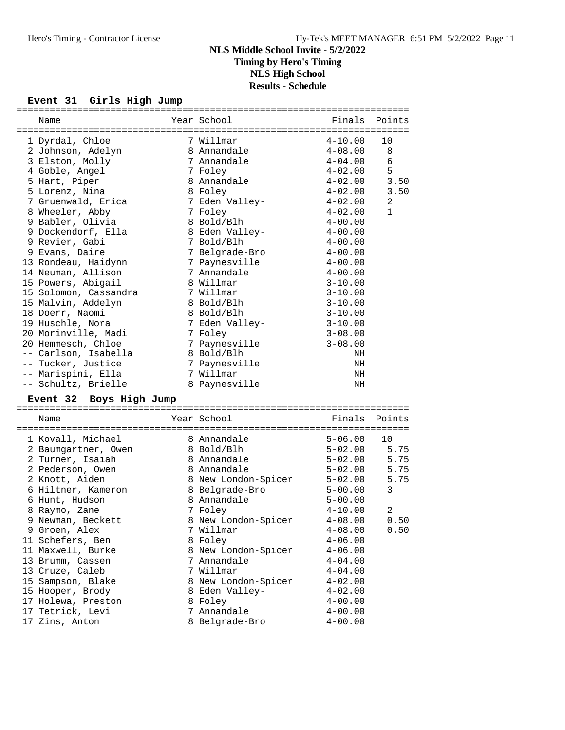# NLS Middle School Invite - 5/2/2022

**Timing by Hero's Timing**

**NLS High School**

**Results - Schedule**

## Event 31 Girls High Jump

| Place | Name | Year | School | Finals | Points |
|---|---|---|---|---|---|
| 1 | Dyrdal, Chloe | 7 | Willmar | 4-10.00 | 10 |
| 2 | Johnson, Adelyn | 8 | Annandale | 4-08.00 | 8 |
| 3 | Elston, Molly | 7 | Annandale | 4-04.00 | 6 |
| 4 | Goble, Angel | 7 | Foley | 4-02.00 | 5 |
| 5 | Hart, Piper | 8 | Annandale | 4-02.00 | 3.50 |
| 5 | Lorenz, Nina | 8 | Foley | 4-02.00 | 3.50 |
| 7 | Gruenwald, Erica | 7 | Eden Valley- | 4-02.00 | 2 |
| 8 | Wheeler, Abby | 7 | Foley | 4-02.00 | 1 |
| 9 | Babler, Olivia | 8 | Bold/Blh | 4-00.00 | |
| 9 | Dockendorf, Ella | 8 | Eden Valley- | 4-00.00 | |
| 9 | Revier, Gabi | 7 | Bold/Blh | 4-00.00 | |
| 9 | Evans, Daire | 7 | Belgrade-Bro | 4-00.00 | |
| 13 | Rondeau, Haidynn | 7 | Paynesville | 4-00.00 | |
| 14 | Neuman, Allison | 7 | Annandale | 4-00.00 | |
| 15 | Powers, Abigail | 8 | Willmar | 3-10.00 | |
| 15 | Solomon, Cassandra | 7 | Willmar | 3-10.00 | |
| 15 | Malvin, Addelyn | 8 | Bold/Blh | 3-10.00 | |
| 18 | Doerr, Naomi | 8 | Bold/Blh | 3-10.00 | |
| 19 | Huschle, Nora | 7 | Eden Valley- | 3-10.00 | |
| 20 | Morinville, Madi | 7 | Foley | 3-08.00 | |
| 20 | Hemmesch, Chloe | 7 | Paynesville | 3-08.00 | |
| -- | Carlson, Isabella | 8 | Bold/Blh | NH | |
| -- | Tucker, Justice | 7 | Paynesville | NH | |
| -- | Marispini, Ella | 7 | Willmar | NH | |
| -- | Schultz, Brielle | 8 | Paynesville | NH | |

## Event 32 Boys High Jump

| Place | Name | Year | School | Finals | Points |
|---|---|---|---|---|---|
| 1 | Kovall, Michael | 8 | Annandale | 5-06.00 | 10 |
| 2 | Baumgartner, Owen | 8 | Bold/Blh | 5-02.00 | 5.75 |
| 2 | Turner, Isaiah | 8 | Annandale | 5-02.00 | 5.75 |
| 2 | Pederson, Owen | 8 | Annandale | 5-02.00 | 5.75 |
| 2 | Knott, Aiden | 8 | New London-Spicer | 5-02.00 | 5.75 |
| 6 | Hiltner, Kameron | 8 | Belgrade-Bro | 5-00.00 | 3 |
| 6 | Hunt, Hudson | 8 | Annandale | 5-00.00 | |
| 8 | Raymo, Zane | 7 | Foley | 4-10.00 | 2 |
| 9 | Newman, Beckett | 8 | New London-Spicer | 4-08.00 | 0.50 |
| 9 | Groen, Alex | 7 | Willmar | 4-08.00 | 0.50 |
| 11 | Schefers, Ben | 8 | Foley | 4-06.00 | |
| 11 | Maxwell, Burke | 8 | New London-Spicer | 4-06.00 | |
| 13 | Brumm, Cassen | 7 | Annandale | 4-04.00 | |
| 13 | Cruze, Caleb | 7 | Willmar | 4-04.00 | |
| 15 | Sampson, Blake | 8 | New London-Spicer | 4-02.00 | |
| 15 | Hooper, Brody | 8 | Eden Valley- | 4-02.00 | |
| 17 | Holewa, Preston | 8 | Foley | 4-00.00 | |
| 17 | Tetrick, Levi | 7 | Annandale | 4-00.00 | |
| 17 | Zins, Anton | 8 | Belgrade-Bro | 4-00.00 | |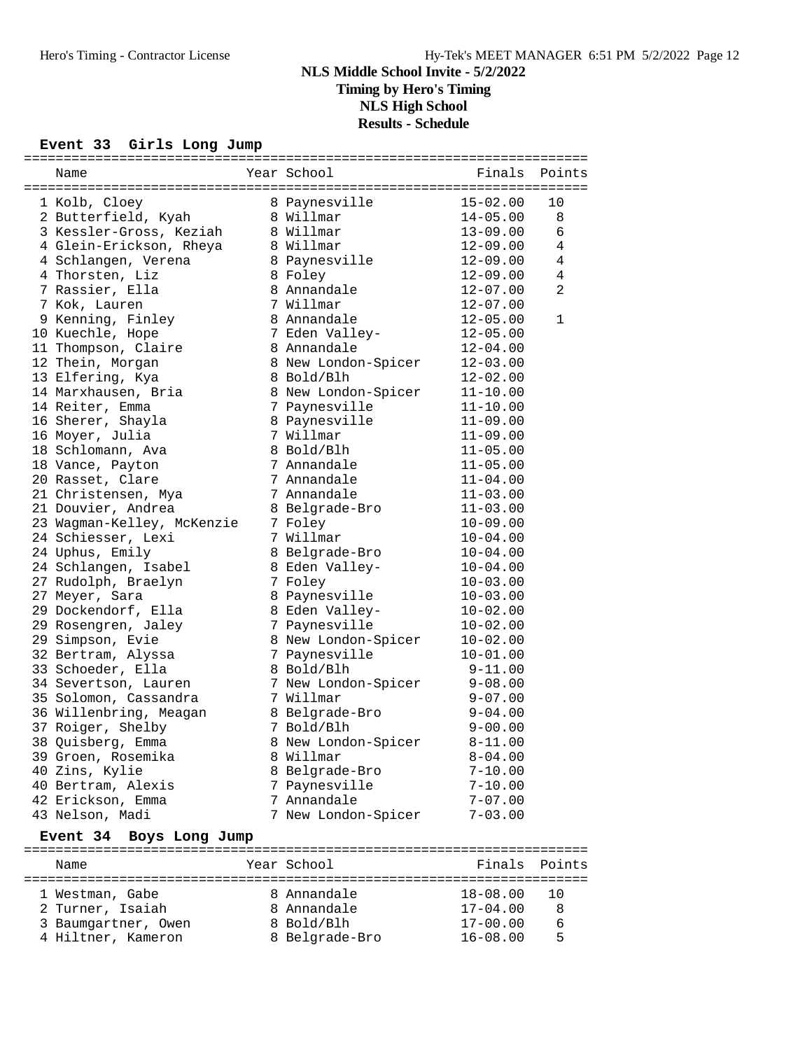# NLS Middle School Invite - 5/2/2022

**Timing by Hero's Timing**

**NLS High School**

**Results - Schedule**

## Event 33 Girls Long Jump

| Place | Name | Year | School | Finals | Points |
|---|---|---|---|---|---|
| 1 | Kolb, Cloey | 8 | Paynesville | 15-02.00 | 10 |
| 2 | Butterfield, Kyah | 8 | Willmar | 14-05.00 | 8 |
| 3 | Kessler-Gross, Keziah | 8 | Willmar | 13-09.00 | 6 |
| 4 | Glein-Erickson, Rheya | 8 | Willmar | 12-09.00 | 4 |
| 4 | Schlangen, Verena | 8 | Paynesville | 12-09.00 | 4 |
| 4 | Thorsten, Liz | 8 | Foley | 12-09.00 | 4 |
| 7 | Rassier, Ella | 8 | Annandale | 12-07.00 | 2 |
| 7 | Kok, Lauren | 7 | Willmar | 12-07.00 | |
| 9 | Kenning, Finley | 8 | Annandale | 12-05.00 | 1 |
| 10 | Kuechle, Hope | 7 | Eden Valley- | 12-05.00 | |
| 11 | Thompson, Claire | 8 | Annandale | 12-04.00 | |
| 12 | Thein, Morgan | 8 | New London-Spicer | 12-03.00 | |
| 13 | Elfering, Kya | 8 | Bold/Blh | 12-02.00 | |
| 14 | Marxhausen, Bria | 8 | New London-Spicer | 11-10.00 | |
| 14 | Reiter, Emma | 7 | Paynesville | 11-10.00 | |
| 16 | Sherer, Shayla | 8 | Paynesville | 11-09.00 | |
| 16 | Moyer, Julia | 7 | Willmar | 11-09.00 | |
| 18 | Schlomann, Ava | 8 | Bold/Blh | 11-05.00 | |
| 18 | Vance, Payton | 7 | Annandale | 11-05.00 | |
| 20 | Rasset, Clare | 7 | Annandale | 11-04.00 | |
| 21 | Christensen, Mya | 7 | Annandale | 11-03.00 | |
| 21 | Douvier, Andrea | 8 | Belgrade-Bro | 11-03.00 | |
| 23 | Wagman-Kelley, McKenzie | 7 | Foley | 10-09.00 | |
| 24 | Schiesser, Lexi | 7 | Willmar | 10-04.00 | |
| 24 | Uphus, Emily | 8 | Belgrade-Bro | 10-04.00 | |
| 24 | Schlangen, Isabel | 8 | Eden Valley- | 10-04.00 | |
| 27 | Rudolph, Braelyn | 7 | Foley | 10-03.00 | |
| 27 | Meyer, Sara | 8 | Paynesville | 10-03.00 | |
| 29 | Dockendorf, Ella | 8 | Eden Valley- | 10-02.00 | |
| 29 | Rosengren, Jaley | 7 | Paynesville | 10-02.00 | |
| 29 | Simpson, Evie | 8 | New London-Spicer | 10-02.00 | |
| 32 | Bertram, Alyssa | 7 | Paynesville | 10-01.00 | |
| 33 | Schoeder, Ella | 8 | Bold/Blh | 9-11.00 | |
| 34 | Severtson, Lauren | 7 | New London-Spicer | 9-08.00 | |
| 35 | Solomon, Cassandra | 7 | Willmar | 9-07.00 | |
| 36 | Willenbring, Meagan | 8 | Belgrade-Bro | 9-04.00 | |
| 37 | Roiger, Shelby | 7 | Bold/Blh | 9-00.00 | |
| 38 | Quisberg, Emma | 8 | New London-Spicer | 8-11.00 | |
| 39 | Groen, Rosemika | 8 | Willmar | 8-04.00 | |
| 40 | Zins, Kylie | 8 | Belgrade-Bro | 7-10.00 | |
| 40 | Bertram, Alexis | 7 | Paynesville | 7-10.00 | |
| 42 | Erickson, Emma | 7 | Annandale | 7-07.00 | |
| 43 | Nelson, Madi | 7 | New London-Spicer | 7-03.00 | |

## Event 34 Boys Long Jump

| Place | Name | Year | School | Finals | Points |
|---|---|---|---|---|---|
| 1 | Westman, Gabe | 8 | Annandale | 18-08.00 | 10 |
| 2 | Turner, Isaiah | 8 | Annandale | 17-04.00 | 8 |
| 3 | Baumgartner, Owen | 8 | Bold/Blh | 17-00.00 | 6 |
| 4 | Hiltner, Kameron | 8 | Belgrade-Bro | 16-08.00 | 5 |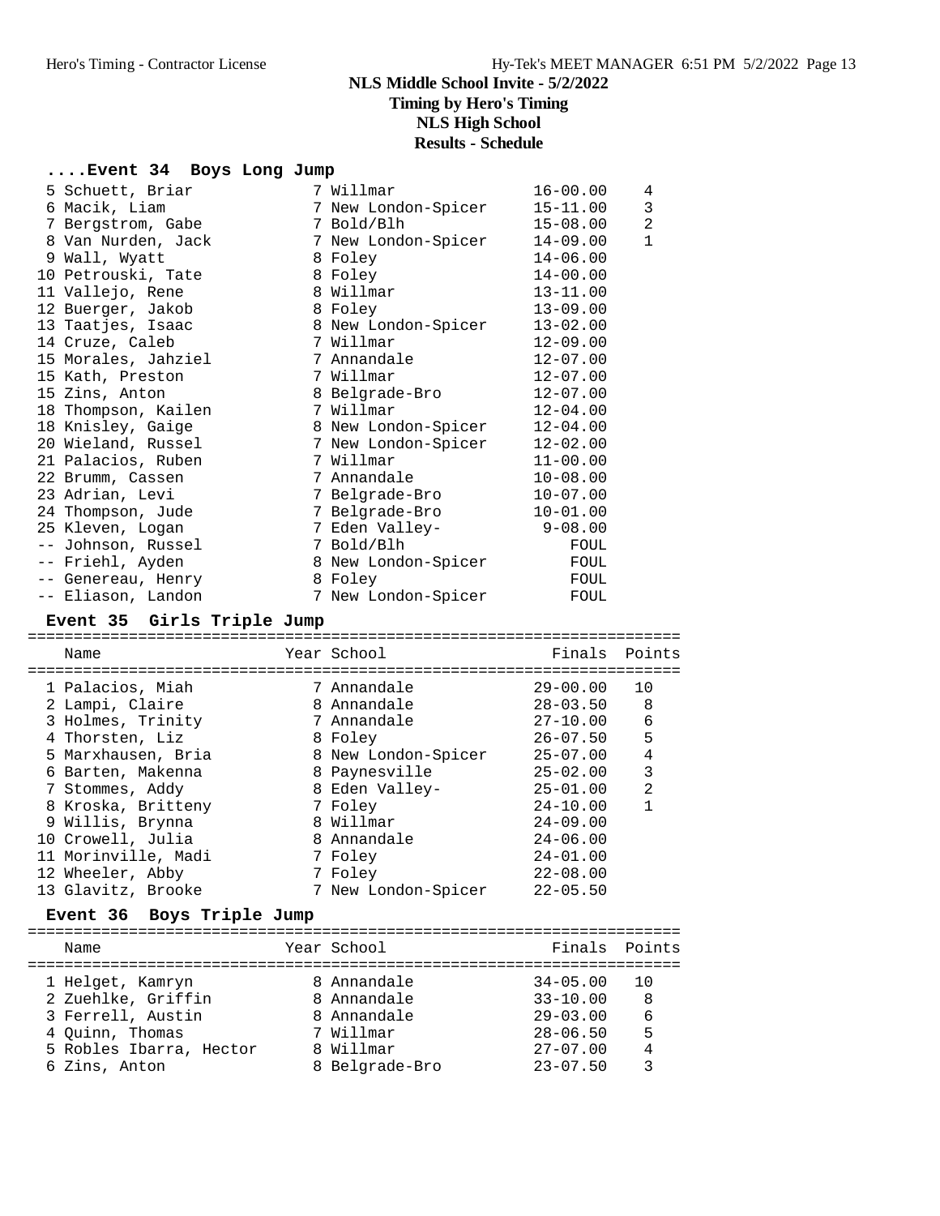# NLS Middle School Invite - 5/2/2022

**Timing by Hero's Timing**
**NLS High School**
**Results - Schedule**

## ....Event 34 Boys Long Jump

| Place | Name | Year | School | Finals | Points |
|---|---|---|---|---|---|
| 5 | Schuett, Briar | 7 | Willmar | 16-00.00 | 4 |
| 6 | Macik, Liam | 7 | New London-Spicer | 15-11.00 | 3 |
| 7 | Bergstrom, Gabe | 7 | Bold/Blh | 15-08.00 | 2 |
| 8 | Van Nurden, Jack | 7 | New London-Spicer | 14-09.00 | 1 |
| 9 | Wall, Wyatt | 8 | Foley | 14-06.00 | |
| 10 | Petrouski, Tate | 8 | Foley | 14-00.00 | |
| 11 | Vallejo, Rene | 8 | Willmar | 13-11.00 | |
| 12 | Buerger, Jakob | 8 | Foley | 13-09.00 | |
| 13 | Taatjes, Isaac | 8 | New London-Spicer | 13-02.00 | |
| 14 | Cruze, Caleb | 7 | Willmar | 12-09.00 | |
| 15 | Morales, Jahziel | 7 | Annandale | 12-07.00 | |
| 15 | Kath, Preston | 7 | Willmar | 12-07.00 | |
| 15 | Zins, Anton | 8 | Belgrade-Bro | 12-07.00 | |
| 18 | Thompson, Kailen | 7 | Willmar | 12-04.00 | |
| 18 | Knisley, Gaige | 8 | New London-Spicer | 12-04.00 | |
| 20 | Wieland, Russel | 7 | New London-Spicer | 12-02.00 | |
| 21 | Palacios, Ruben | 7 | Willmar | 11-00.00 | |
| 22 | Brumm, Cassen | 7 | Annandale | 10-08.00 | |
| 23 | Adrian, Levi | 7 | Belgrade-Bro | 10-07.00 | |
| 24 | Thompson, Jude | 7 | Belgrade-Bro | 10-01.00 | |
| 25 | Kleven, Logan | 7 | Eden Valley- | 9-08.00 | |
| -- | Johnson, Russel | 7 | Bold/Blh | FOUL | |
| -- | Friehl, Ayden | 8 | New London-Spicer | FOUL | |
| -- | Genereau, Henry | 8 | Foley | FOUL | |
| -- | Eliason, Landon | 7 | New London-Spicer | FOUL | |

## Event 35 Girls Triple Jump

| Place | Name | Year | School | Finals | Points |
|---|---|---|---|---|---|
| 1 | Palacios, Miah | 7 | Annandale | 29-00.00 | 10 |
| 2 | Lampi, Claire | 8 | Annandale | 28-03.50 | 8 |
| 3 | Holmes, Trinity | 7 | Annandale | 27-10.00 | 6 |
| 4 | Thorsten, Liz | 8 | Foley | 26-07.50 | 5 |
| 5 | Marxhausen, Bria | 8 | New London-Spicer | 25-07.00 | 4 |
| 6 | Barten, Makenna | 8 | Paynesville | 25-02.00 | 3 |
| 7 | Stommes, Addy | 8 | Eden Valley- | 25-01.00 | 2 |
| 8 | Kroska, Britteny | 7 | Foley | 24-10.00 | 1 |
| 9 | Willis, Brynna | 8 | Willmar | 24-09.00 | |
| 10 | Crowell, Julia | 8 | Annandale | 24-06.00 | |
| 11 | Morinville, Madi | 7 | Foley | 24-01.00 | |
| 12 | Wheeler, Abby | 7 | Foley | 22-08.00 | |
| 13 | Glavitz, Brooke | 7 | New London-Spicer | 22-05.50 | |

## Event 36 Boys Triple Jump

| Place | Name | Year | School | Finals | Points |
|---|---|---|---|---|---|
| 1 | Helget, Kamryn | 8 | Annandale | 34-05.00 | 10 |
| 2 | Zuehlke, Griffin | 8 | Annandale | 33-10.00 | 8 |
| 3 | Ferrell, Austin | 8 | Annandale | 29-03.00 | 6 |
| 4 | Quinn, Thomas | 7 | Willmar | 28-06.50 | 5 |
| 5 | Robles Ibarra, Hector | 8 | Willmar | 27-07.00 | 4 |
| 6 | Zins, Anton | 8 | Belgrade-Bro | 23-07.50 | 3 |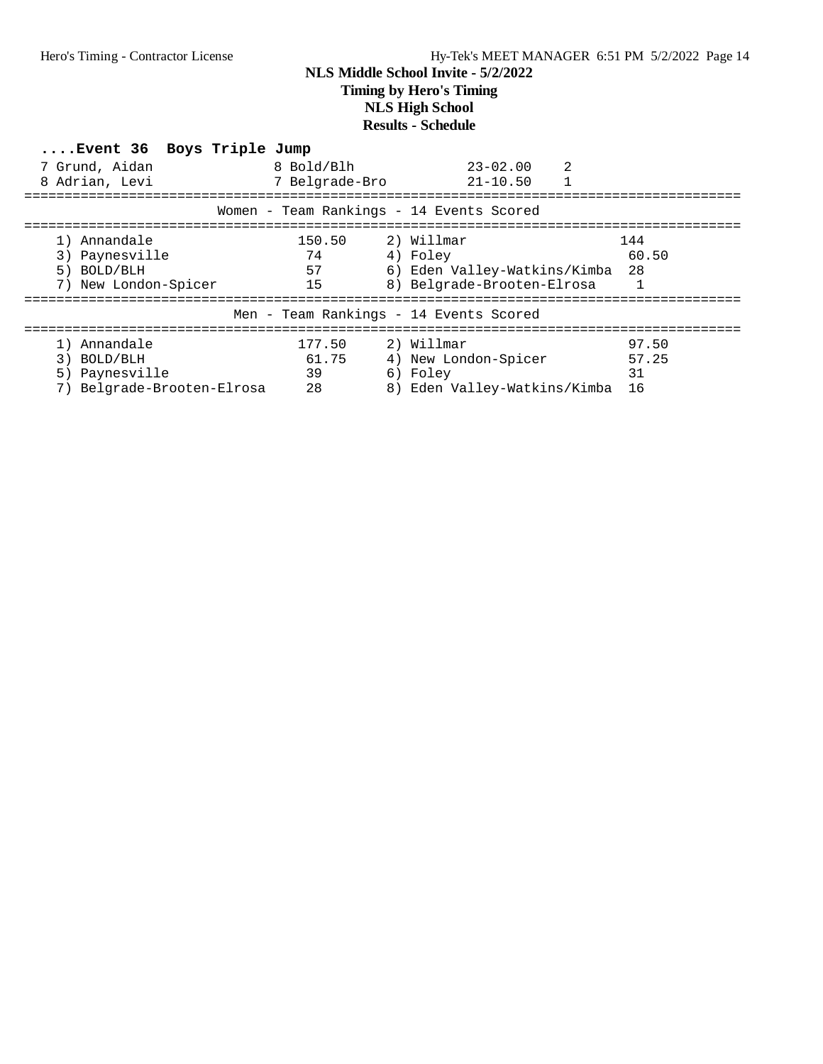NLS Middle School Invite - 5/2/2022

Timing by Hero's Timing

NLS High School

Results - Schedule

## ....Event 36 Boys Triple Jump

| | | | | | |
|---|---|---|---|---|---|
| 7 | Grund, Aidan | 8 | Bold/Blh | 23-02.00 | 2 |
| 8 | Adrian, Levi | 7 | Belgrade-Bro | 21-10.50 | 1 |

### Women - Team Rankings - 14 Events Scored

| | | | |
|---|---|---|---|
| 1) Annandale | 150.50 | 2) Willmar | 144 |
| 3) Paynesville | 74 | 4) Foley | 60.50 |
| 5) BOLD/BLH | 57 | 6) Eden Valley-Watkins/Kimba | 28 |
| 7) New London-Spicer | 15 | 8) Belgrade-Brooten-Elrosa | 1 |

### Men - Team Rankings - 14 Events Scored

| | | | |
|---|---|---|---|
| 1) Annandale | 177.50 | 2) Willmar | 97.50 |
| 3) BOLD/BLH | 61.75 | 4) New London-Spicer | 57.25 |
| 5) Paynesville | 39 | 6) Foley | 31 |
| 7) Belgrade-Brooten-Elrosa | 28 | 8) Eden Valley-Watkins/Kimba | 16 |